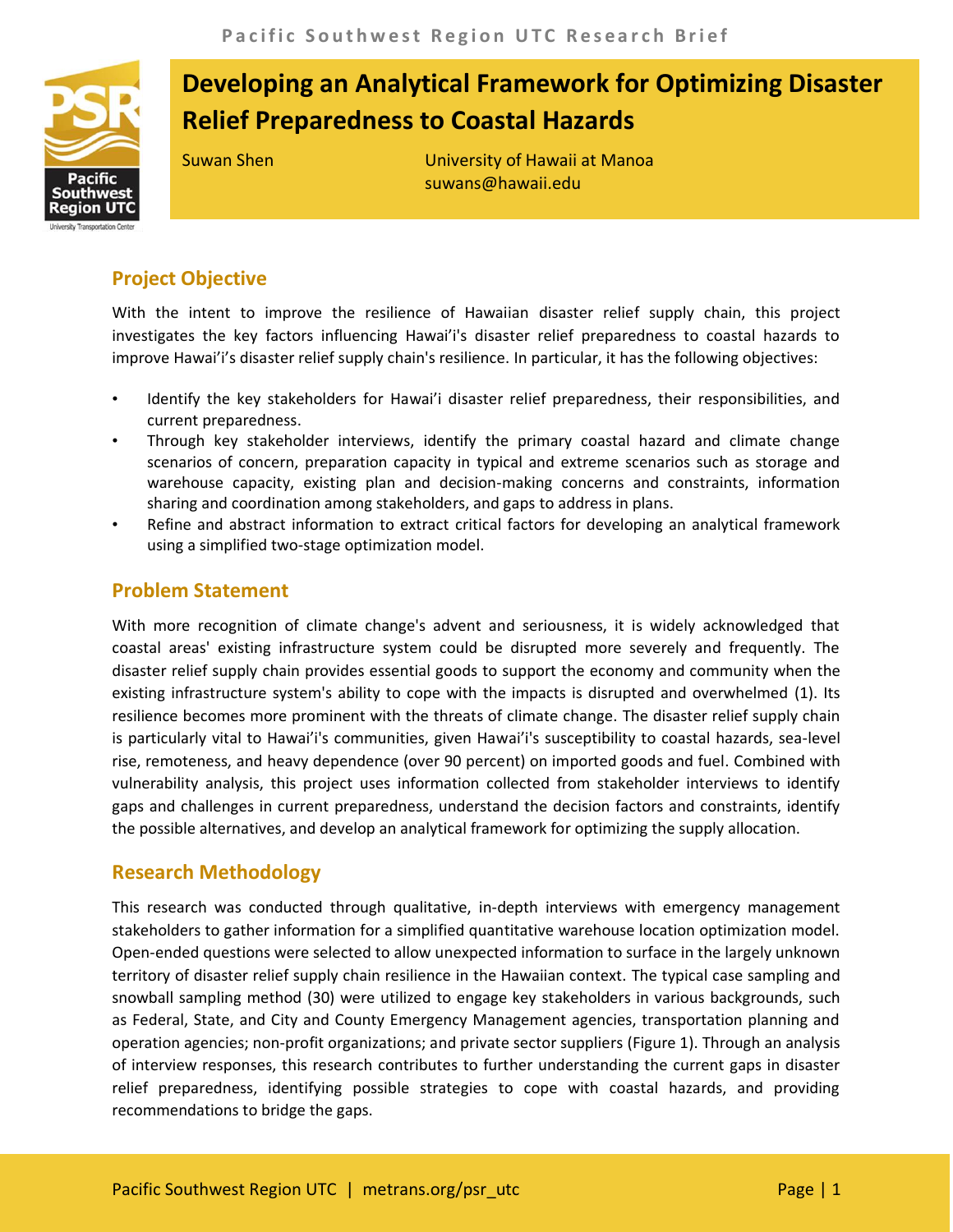# Developing an Analytical Framework for Optimizing Disaster Relief Preparedness to Coastal Hazards

Suwan Shen

University of Hawaii at Manoa
suwans@hawaii.edu

## Project Objective

With the intent to improve the resilience of Hawaiian disaster relief supply chain, this project investigates the key factors influencing Hawai'i's disaster relief preparedness to coastal hazards to improve Hawai'i's disaster relief supply chain's resilience. In particular, it has the following objectives:

- Identify the key stakeholders for Hawai'i disaster relief preparedness, their responsibilities, and current preparedness.
- Through key stakeholder interviews, identify the primary coastal hazard and climate change scenarios of concern, preparation capacity in typical and extreme scenarios such as storage and warehouse capacity, existing plan and decision-making concerns and constraints, information sharing and coordination among stakeholders, and gaps to address in plans.
- Refine and abstract information to extract critical factors for developing an analytical framework using a simplified two-stage optimization model.

## Problem Statement

With more recognition of climate change's advent and seriousness, it is widely acknowledged that coastal areas' existing infrastructure system could be disrupted more severely and frequently. The disaster relief supply chain provides essential goods to support the economy and community when the existing infrastructure system's ability to cope with the impacts is disrupted and overwhelmed (1). Its resilience becomes more prominent with the threats of climate change. The disaster relief supply chain is particularly vital to Hawai'i's communities, given Hawai'i's susceptibility to coastal hazards, sea-level rise, remoteness, and heavy dependence (over 90 percent) on imported goods and fuel. Combined with vulnerability analysis, this project uses information collected from stakeholder interviews to identify gaps and challenges in current preparedness, understand the decision factors and constraints, identify the possible alternatives, and develop an analytical framework for optimizing the supply allocation.

## Research Methodology

This research was conducted through qualitative, in-depth interviews with emergency management stakeholders to gather information for a simplified quantitative warehouse location optimization model. Open-ended questions were selected to allow unexpected information to surface in the largely unknown territory of disaster relief supply chain resilience in the Hawaiian context. The typical case sampling and snowball sampling method (30) were utilized to engage key stakeholders in various backgrounds, such as Federal, State, and City and County Emergency Management agencies, transportation planning and operation agencies; non-profit organizations; and private sector suppliers (Figure 1). Through an analysis of interview responses, this research contributes to further understanding the current gaps in disaster relief preparedness, identifying possible strategies to cope with coastal hazards, and providing recommendations to bridge the gaps.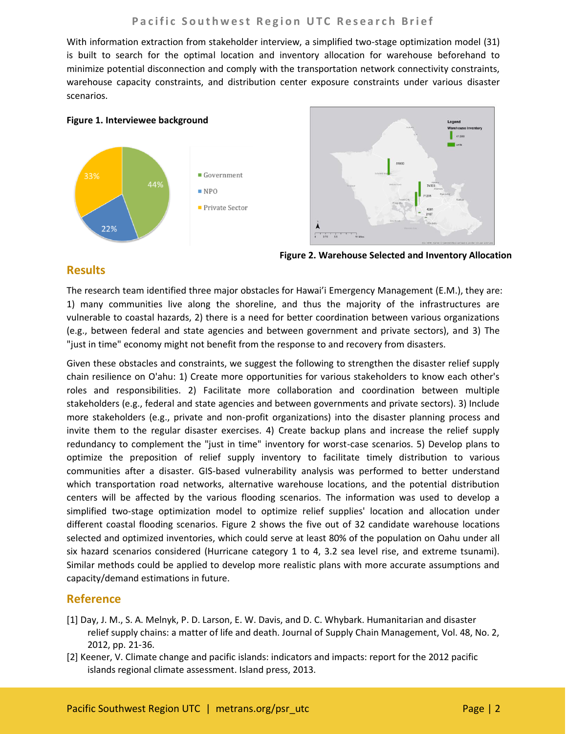With information extraction from stakeholder interview, a simplified two-stage optimization model (31) is built to search for the optimal location and inventory allocation for warehouse beforehand to minimize potential disconnection and comply with the transportation network connectivity constraints, warehouse capacity constraints, and distribution center exposure constraints under various disaster scenarios.

**Figure 1. Interviewee background**

33%
44%
22%
Government
NPO
Private Sector

Legend
Warehouse Inventory
41,000
units
51000
74503
71205
4381
2187

**Figure 2. Warehouse Selected and Inventory Allocation**

## Results

The research team identified three major obstacles for Hawai'i Emergency Management (E.M.), they are: 1) many communities live along the shoreline, and thus the majority of the infrastructures are vulnerable to coastal hazards, 2) there is a need for better coordination between various organizations (e.g., between federal and state agencies and between government and private sectors), and 3) The "just in time" economy might not benefit from the response to and recovery from disasters.

Given these obstacles and constraints, we suggest the following to strengthen the disaster relief supply chain resilience on O'ahu: 1) Create more opportunities for various stakeholders to know each other's roles and responsibilities. 2) Facilitate more collaboration and coordination between multiple stakeholders (e.g., federal and state agencies and between governments and private sectors). 3) Include more stakeholders (e.g., private and non-profit organizations) into the disaster planning process and invite them to the regular disaster exercises. 4) Create backup plans and increase the relief supply redundancy to complement the "just in time" inventory for worst-case scenarios. 5) Develop plans to optimize the preposition of relief supply inventory to facilitate timely distribution to various communities after a disaster. GIS-based vulnerability analysis was performed to better understand which transportation road networks, alternative warehouse locations, and the potential distribution centers will be affected by the various flooding scenarios. The information was used to develop a simplified two-stage optimization model to optimize relief supplies' location and allocation under different coastal flooding scenarios. Figure 2 shows the five out of 32 candidate warehouse locations selected and optimized inventories, which could serve at least 80% of the population on Oahu under all six hazard scenarios considered (Hurricane category 1 to 4, 3.2 sea level rise, and extreme tsunami). Similar methods could be applied to develop more realistic plans with more accurate assumptions and capacity/demand estimations in future.

## Reference

[1] Day, J. M., S. A. Melnyk, P. D. Larson, E. W. Davis, and D. C. Whybark. Humanitarian and disaster relief supply chains: a matter of life and death. Journal of Supply Chain Management, Vol. 48, No. 2, 2012, pp. 21-36.

[2] Keener, V. Climate change and pacific islands: indicators and impacts: report for the 2012 pacific islands regional climate assessment. Island press, 2013.